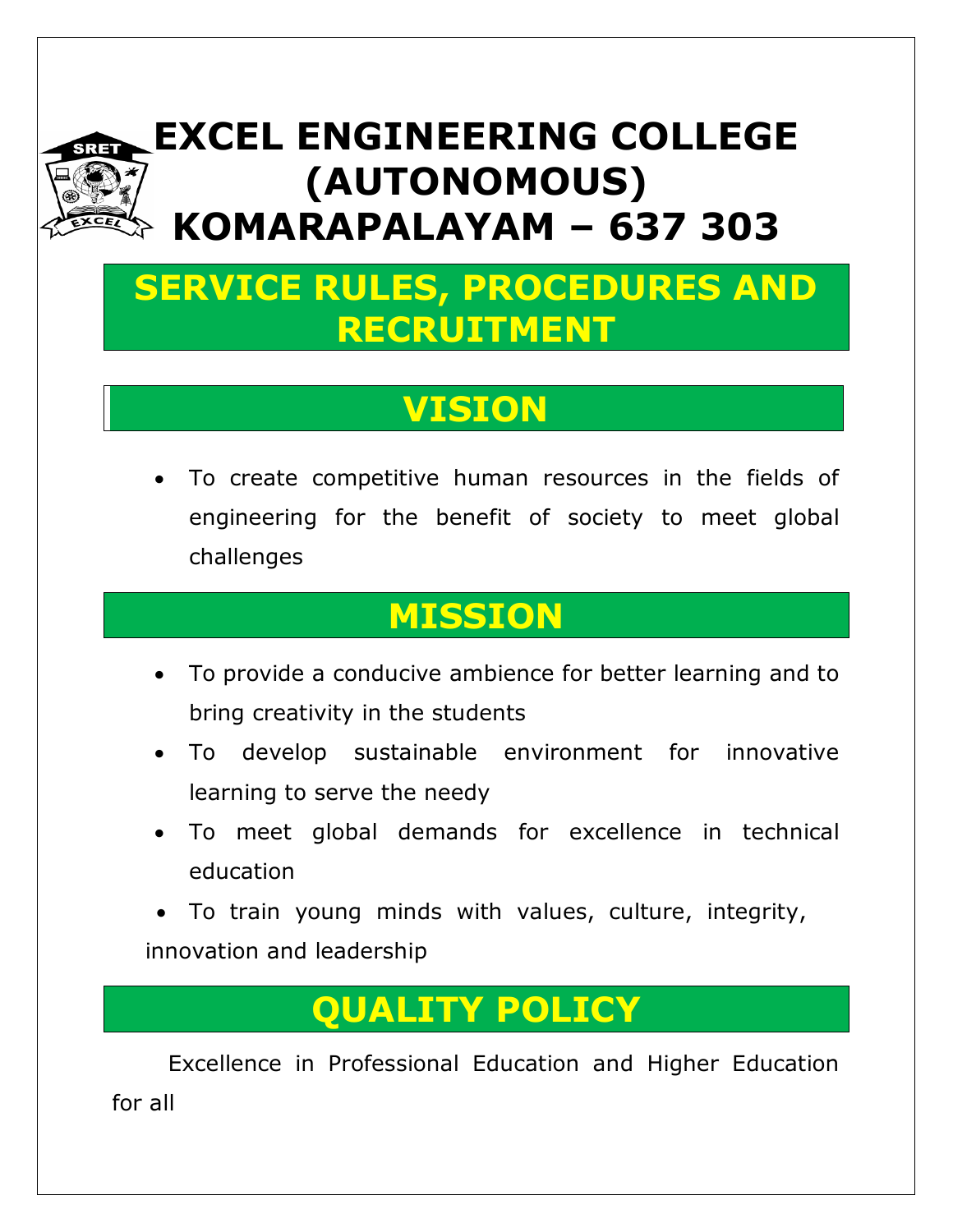# EXCEL ENGINEERING COLLEGE (AUTONOMOUS)
# KOMARAPALAYAM – 637 303

## SERVICE RULES, PROCEDURES AND RECRUITMENT

## VISION

- To create competitive human resources in the fields of engineering for the benefit of society to meet global challenges

## MISSION

- To provide a conducive ambience for better learning and to bring creativity in the students
- To develop sustainable environment for innovative learning to serve the needy
- To meet global demands for excellence in technical education
- To train young minds with values, culture, integrity, innovation and leadership

## QUALITY POLICY

Excellence in Professional Education and Higher Education for all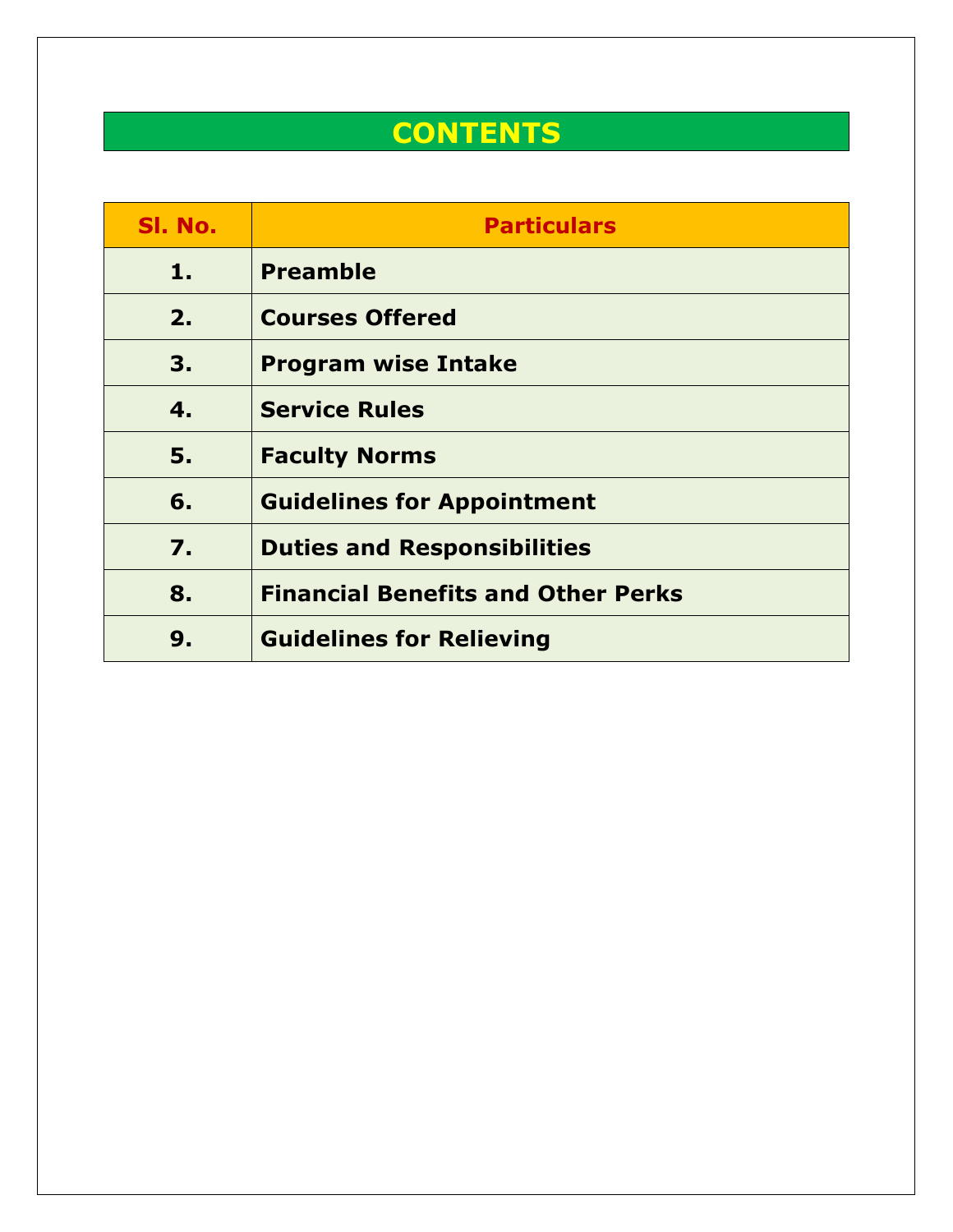# CONTENTS

| Sl. No. | Particulars |
|---|---|
| 1. | **Preamble** |
| 2. | **Courses Offered** |
| 3. | **Program wise Intake** |
| 4. | **Service Rules** |
| 5. | **Faculty Norms** |
| 6. | **Guidelines for Appointment** |
| 7. | **Duties and Responsibilities** |
| 8. | **Financial Benefits and Other Perks** |
| 9. | **Guidelines for Relieving** |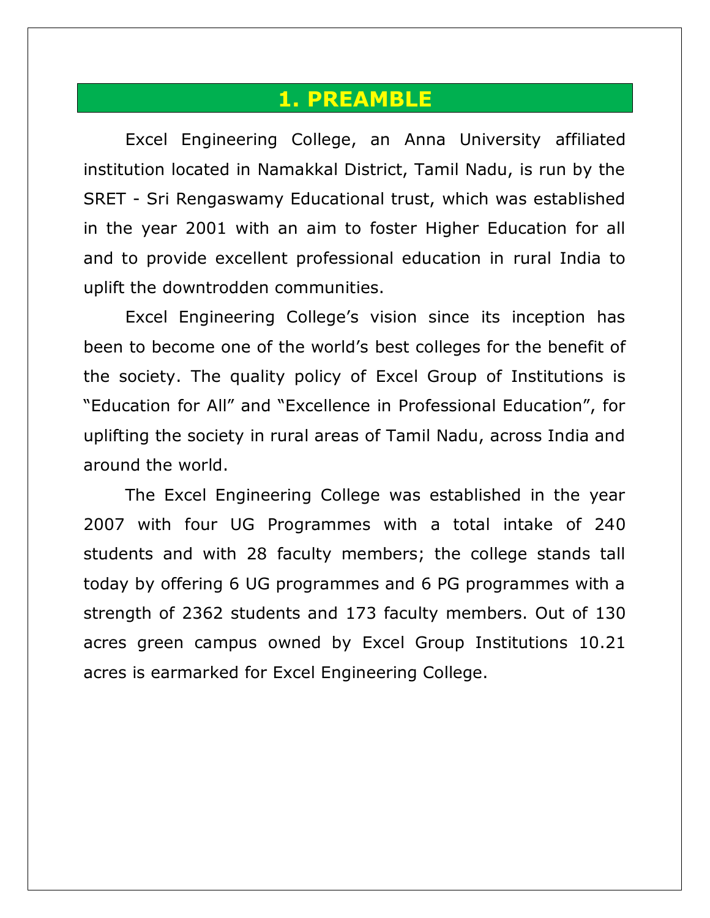# 1. PREAMBLE

Excel Engineering College, an Anna University affiliated institution located in Namakkal District, Tamil Nadu, is run by the SRET - Sri Rengaswamy Educational trust, which was established in the year 2001 with an aim to foster Higher Education for all and to provide excellent professional education in rural India to uplift the downtrodden communities.

Excel Engineering College's vision since its inception has been to become one of the world's best colleges for the benefit of the society. The quality policy of Excel Group of Institutions is "Education for All" and "Excellence in Professional Education", for uplifting the society in rural areas of Tamil Nadu, across India and around the world.

The Excel Engineering College was established in the year 2007 with four UG Programmes with a total intake of 240 students and with 28 faculty members; the college stands tall today by offering 6 UG programmes and 6 PG programmes with a strength of 2362 students and 173 faculty members. Out of 130 acres green campus owned by Excel Group Institutions 10.21 acres is earmarked for Excel Engineering College.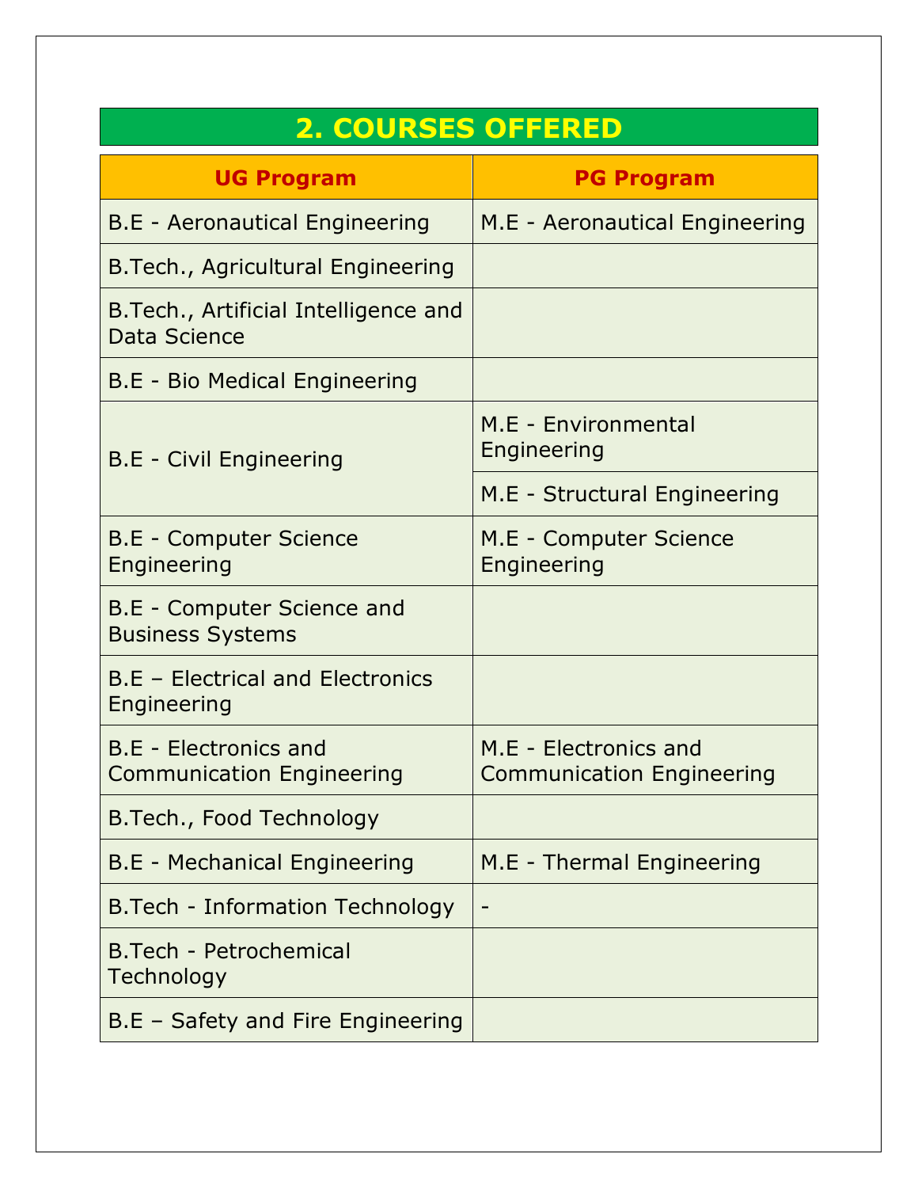## 2. COURSES OFFERED

| UG Program | PG Program |
|---|---|
| B.E - Aeronautical Engineering | M.E - Aeronautical Engineering |
| B.Tech., Agricultural Engineering | |
| B.Tech., Artificial Intelligence and Data Science | |
| B.E - Bio Medical Engineering | |
| B.E - Civil Engineering | M.E - Environmental Engineering |
| | M.E - Structural Engineering |
| B.E - Computer Science Engineering | M.E - Computer Science Engineering |
| B.E - Computer Science and Business Systems | |
| B.E – Electrical and Electronics Engineering | |
| B.E - Electronics and Communication Engineering | M.E - Electronics and Communication Engineering |
| B.Tech., Food Technology | |
| B.E - Mechanical Engineering | M.E - Thermal Engineering |
| B.Tech - Information Technology | - |
| B.Tech - Petrochemical Technology | |
| B.E – Safety and Fire Engineering | |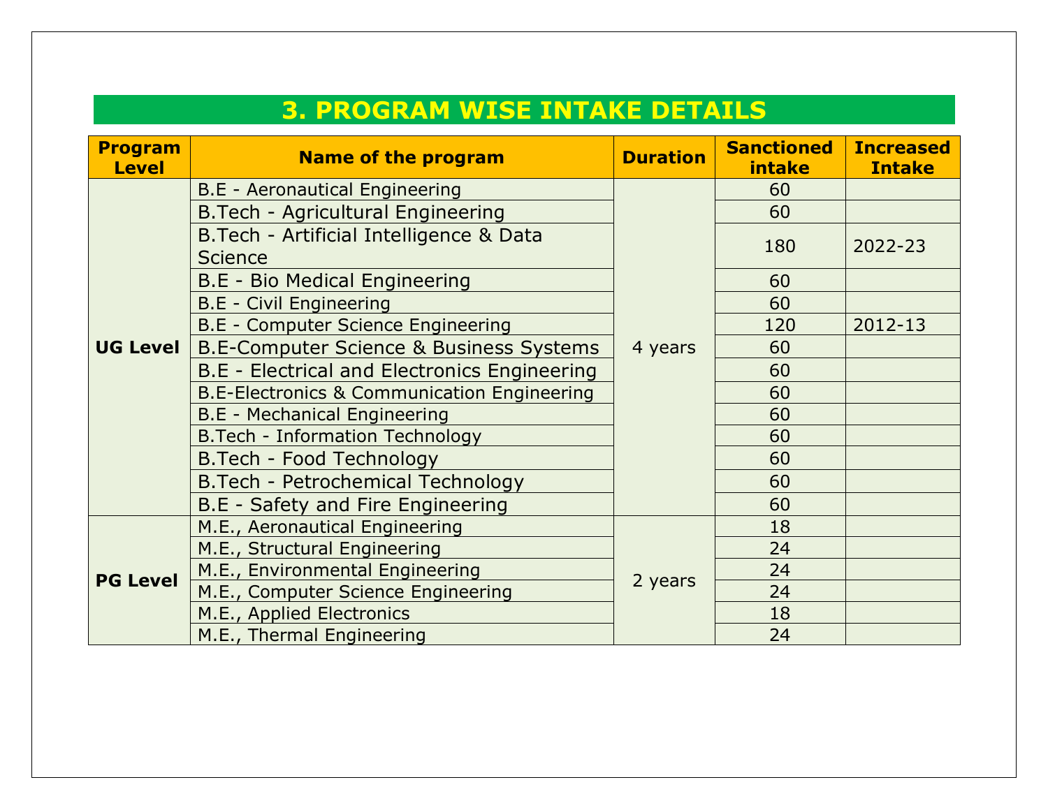# 3. PROGRAM WISE INTAKE DETAILS

| Program Level | Name of the program | Duration | Sanctioned intake | Increased Intake |
|---|---|---|---|---|
| UG Level | B.E - Aeronautical Engineering | 4 years | 60 | |
| | B.Tech - Agricultural Engineering | | 60 | |
| | B.Tech - Artificial Intelligence & Data Science | | 180 | 2022-23 |
| | B.E - Bio Medical Engineering | | 60 | |
| | B.E - Civil Engineering | | 60 | |
| | B.E - Computer Science Engineering | | 120 | 2012-13 |
| | B.E-Computer Science & Business Systems | | 60 | |
| | B.E - Electrical and Electronics Engineering | | 60 | |
| | B.E-Electronics & Communication Engineering | | 60 | |
| | B.E - Mechanical Engineering | | 60 | |
| | B.Tech - Information Technology | | 60 | |
| | B.Tech - Food Technology | | 60 | |
| | B.Tech - Petrochemical Technology | | 60 | |
| | B.E - Safety and Fire Engineering | | 60 | |
| PG Level | M.E., Aeronautical Engineering | 2 years | 18 | |
| | M.E., Structural Engineering | | 24 | |
| | M.E., Environmental Engineering | | 24 | |
| | M.E., Computer Science Engineering | | 24 | |
| | M.E., Applied Electronics | | 18 | |
| | M.E., Thermal Engineering | | 24 | |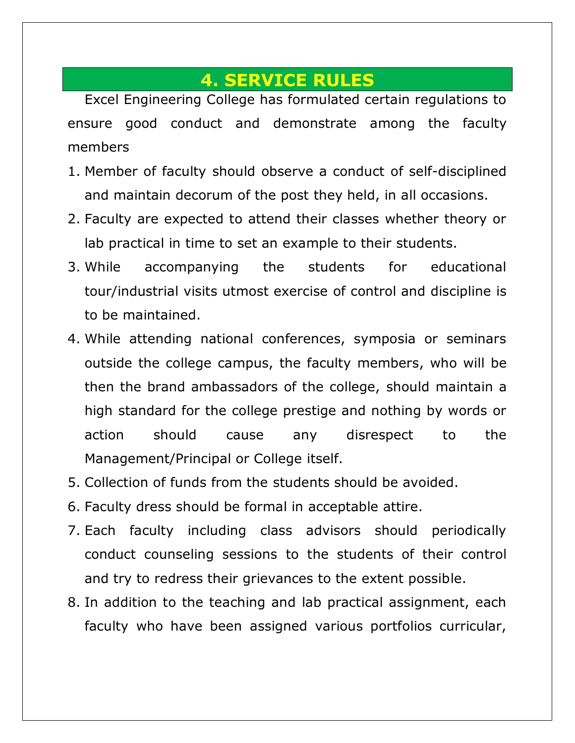# 4. SERVICE RULES

Excel Engineering College has formulated certain regulations to ensure good conduct and demonstrate among the faculty members

1. Member of faculty should observe a conduct of self-disciplined and maintain decorum of the post they held, in all occasions.
2. Faculty are expected to attend their classes whether theory or lab practical in time to set an example to their students.
3. While accompanying the students for educational tour/industrial visits utmost exercise of control and discipline is to be maintained.
4. While attending national conferences, symposia or seminars outside the college campus, the faculty members, who will be then the brand ambassadors of the college, should maintain a high standard for the college prestige and nothing by words or action should cause any disrespect to the Management/Principal or College itself.
5. Collection of funds from the students should be avoided.
6. Faculty dress should be formal in acceptable attire.
7. Each faculty including class advisors should periodically conduct counseling sessions to the students of their control and try to redress their grievances to the extent possible.
8. In addition to the teaching and lab practical assignment, each faculty who have been assigned various portfolios curricular,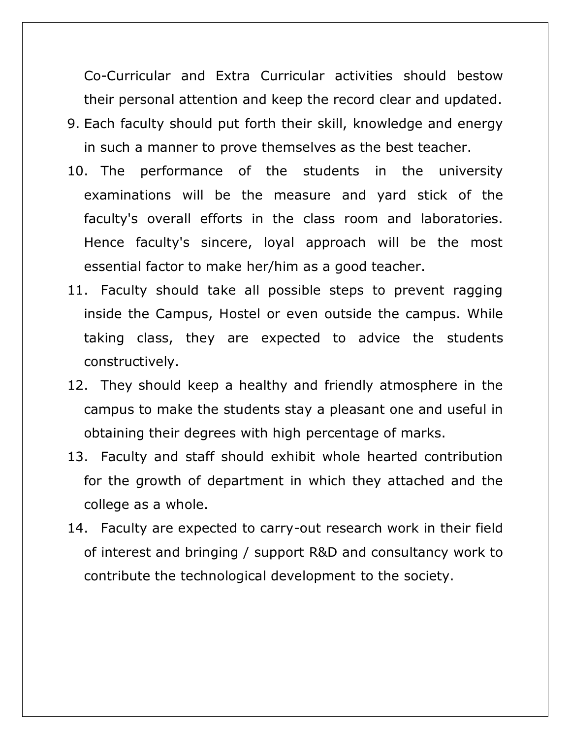Co-Curricular and Extra Curricular activities should bestow their personal attention and keep the record clear and updated.

9. Each faculty should put forth their skill, knowledge and energy in such a manner to prove themselves as the best teacher.
10. The performance of the students in the university examinations will be the measure and yard stick of the faculty's overall efforts in the class room and laboratories. Hence faculty's sincere, loyal approach will be the most essential factor to make her/him as a good teacher.
11. Faculty should take all possible steps to prevent ragging inside the Campus, Hostel or even outside the campus. While taking class, they are expected to advice the students constructively.
12. They should keep a healthy and friendly atmosphere in the campus to make the students stay a pleasant one and useful in obtaining their degrees with high percentage of marks.
13. Faculty and staff should exhibit whole hearted contribution for the growth of department in which they attached and the college as a whole.
14. Faculty are expected to carry-out research work in their field of interest and bringing / support R&D and consultancy work to contribute the technological development to the society.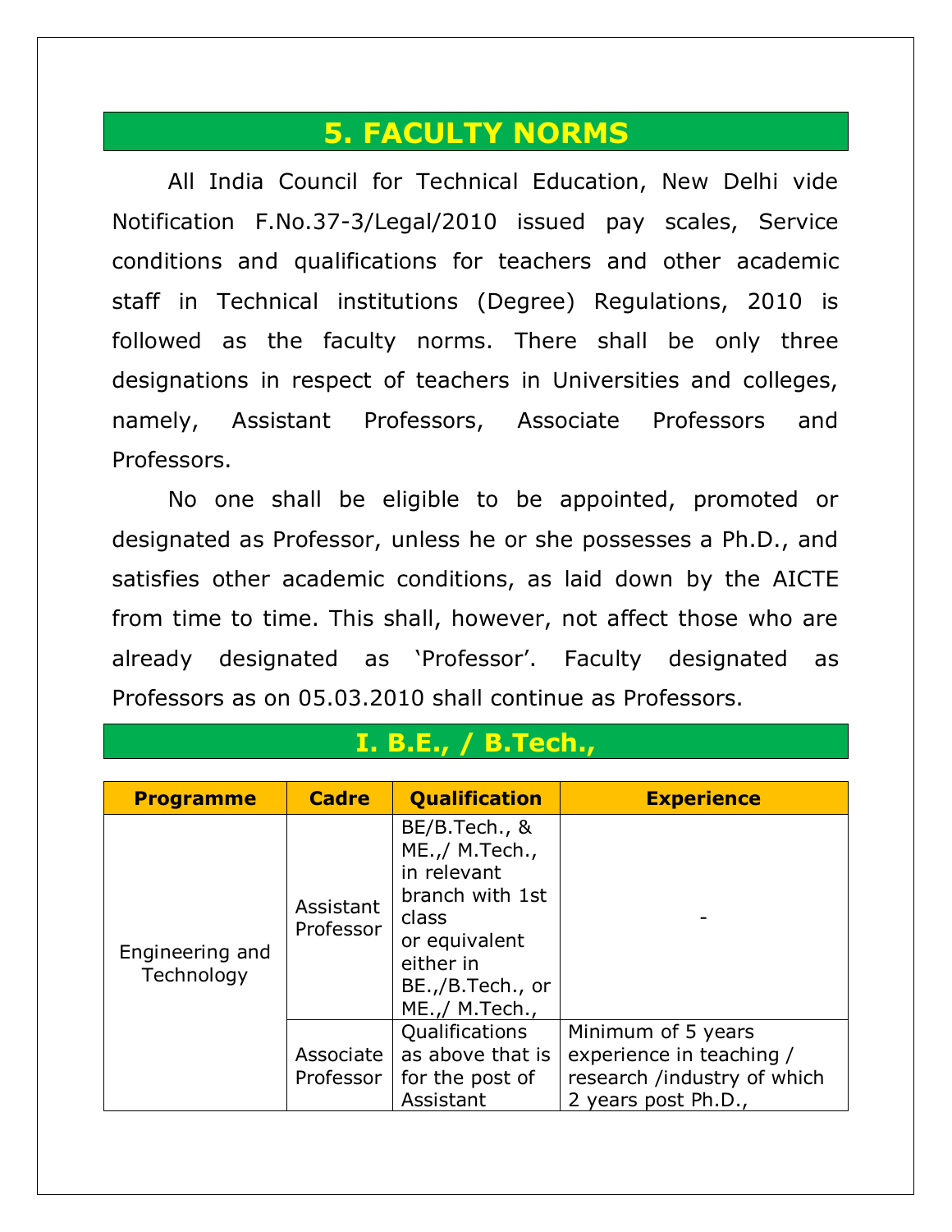# 5. FACULTY NORMS

All India Council for Technical Education, New Delhi vide Notification F.No.37-3/Legal/2010 issued pay scales, Service conditions and qualifications for teachers and other academic staff in Technical institutions (Degree) Regulations, 2010 is followed as the faculty norms. There shall be only three designations in respect of teachers in Universities and colleges, namely, Assistant Professors, Associate Professors and Professors.

No one shall be eligible to be appointed, promoted or designated as Professor, unless he or she possesses a Ph.D., and satisfies other academic conditions, as laid down by the AICTE from time to time. This shall, however, not affect those who are already designated as 'Professor'. Faculty designated as Professors as on 05.03.2010 shall continue as Professors.

## I. B.E., / B.Tech.,

| Programme | Cadre | Qualification | Experience |
|---|---|---|---|
| Engineering and Technology | Assistant Professor | BE/B.Tech., & ME.,/ M.Tech., in relevant branch with 1st class or equivalent either in BE.,/B.Tech., or ME.,/ M.Tech., | - |
| | Associate Professor | Qualifications as above that is for the post of Assistant | Minimum of 5 years experience in teaching / research /industry of which 2 years post Ph.D., |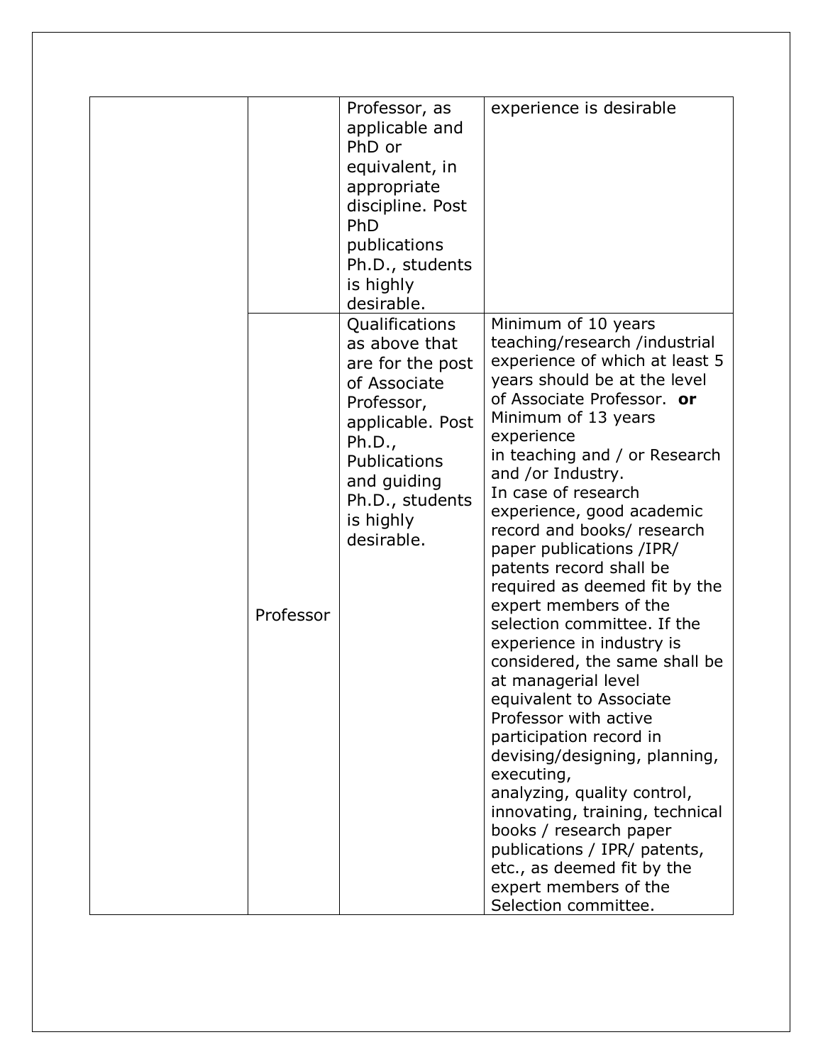| | | | |
|---|---|---|---|
| | | Professor, as applicable and PhD or equivalent, in appropriate discipline. Post PhD publications Ph.D., students is highly desirable. | experience is desirable |
| | Professor | Qualifications as above that are for the post of Associate Professor, applicable. Post Ph.D., Publications and guiding Ph.D., students is highly desirable. | Minimum of 10 years teaching/research /industrial experience of which at least 5 years should be at the level of Associate Professor. **or** Minimum of 13 years experience in teaching and / or Research and /or Industry. In case of research experience, good academic record and books/ research paper publications /IPR/ patents record shall be required as deemed fit by the expert members of the selection committee. If the experience in industry is considered, the same shall be at managerial level equivalent to Associate Professor with active participation record in devising/designing, planning, executing, analyzing, quality control, innovating, training, technical books / research paper publications / IPR/ patents, etc., as deemed fit by the expert members of the Selection committee. |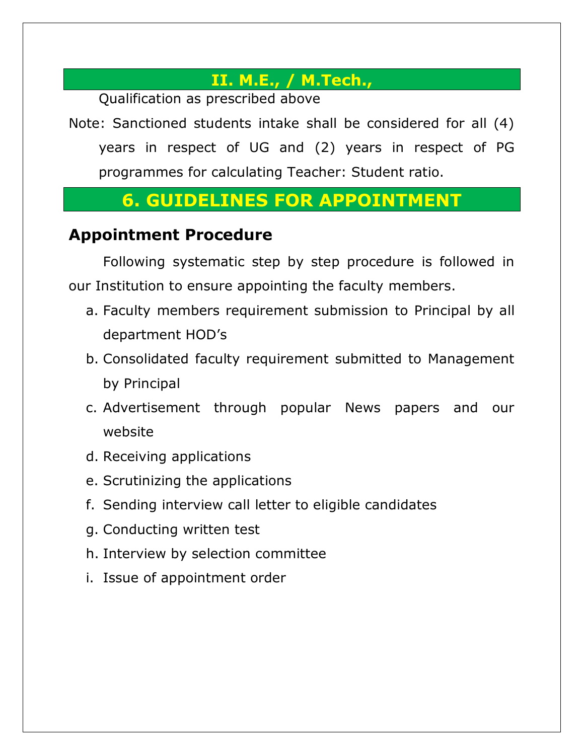## II. M.E., / M.Tech.,

Qualification as prescribed above

Note: Sanctioned students intake shall be considered for all (4) years in respect of UG and (2) years in respect of PG programmes for calculating Teacher: Student ratio.

# 6. GUIDELINES FOR APPOINTMENT

### Appointment Procedure

Following systematic step by step procedure is followed in our Institution to ensure appointing the faculty members.

a. Faculty members requirement submission to Principal by all department HOD's
b. Consolidated faculty requirement submitted to Management by Principal
c. Advertisement through popular News papers and our website
d. Receiving applications
e. Scrutinizing the applications
f. Sending interview call letter to eligible candidates
g. Conducting written test
h. Interview by selection committee
i. Issue of appointment order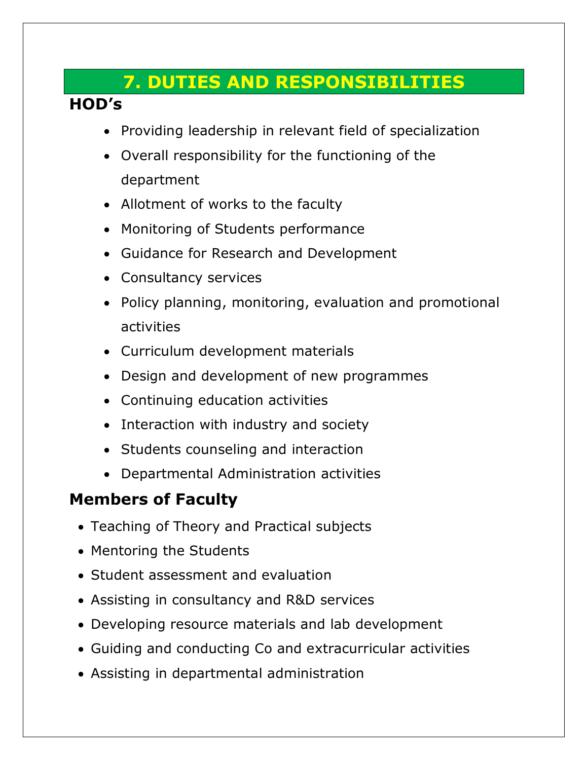# 7. DUTIES AND RESPONSIBILITIES

## HOD's

- Providing leadership in relevant field of specialization
- Overall responsibility for the functioning of the department
- Allotment of works to the faculty
- Monitoring of Students performance
- Guidance for Research and Development
- Consultancy services
- Policy planning, monitoring, evaluation and promotional activities
- Curriculum development materials
- Design and development of new programmes
- Continuing education activities
- Interaction with industry and society
- Students counseling and interaction
- Departmental Administration activities

## Members of Faculty

- Teaching of Theory and Practical subjects
- Mentoring the Students
- Student assessment and evaluation
- Assisting in consultancy and R&D services
- Developing resource materials and lab development
- Guiding and conducting Co and extracurricular activities
- Assisting in departmental administration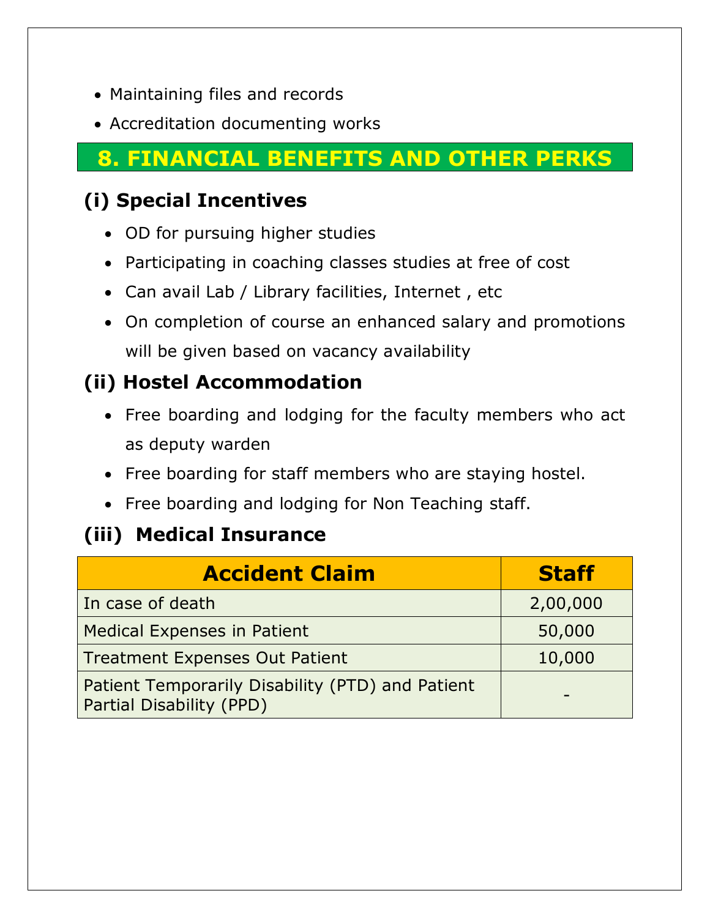- Maintaining files and records
- Accreditation documenting works

# 8. FINANCIAL BENEFITS AND OTHER PERKS

## (i) Special Incentives

- OD for pursuing higher studies
- Participating in coaching classes studies at free of cost
- Can avail Lab / Library facilities, Internet , etc
- On completion of course an enhanced salary and promotions will be given based on vacancy availability

## (ii) Hostel Accommodation

- Free boarding and lodging for the faculty members who act as deputy warden
- Free boarding for staff members who are staying hostel.
- Free boarding and lodging for Non Teaching staff.

## (iii) Medical Insurance

| Accident Claim | Staff |
|---|---|
| In case of death | 2,00,000 |
| Medical Expenses in Patient | 50,000 |
| Treatment Expenses Out Patient | 10,000 |
| Patient Temporarily Disability (PTD) and Patient Partial Disability (PPD) | - |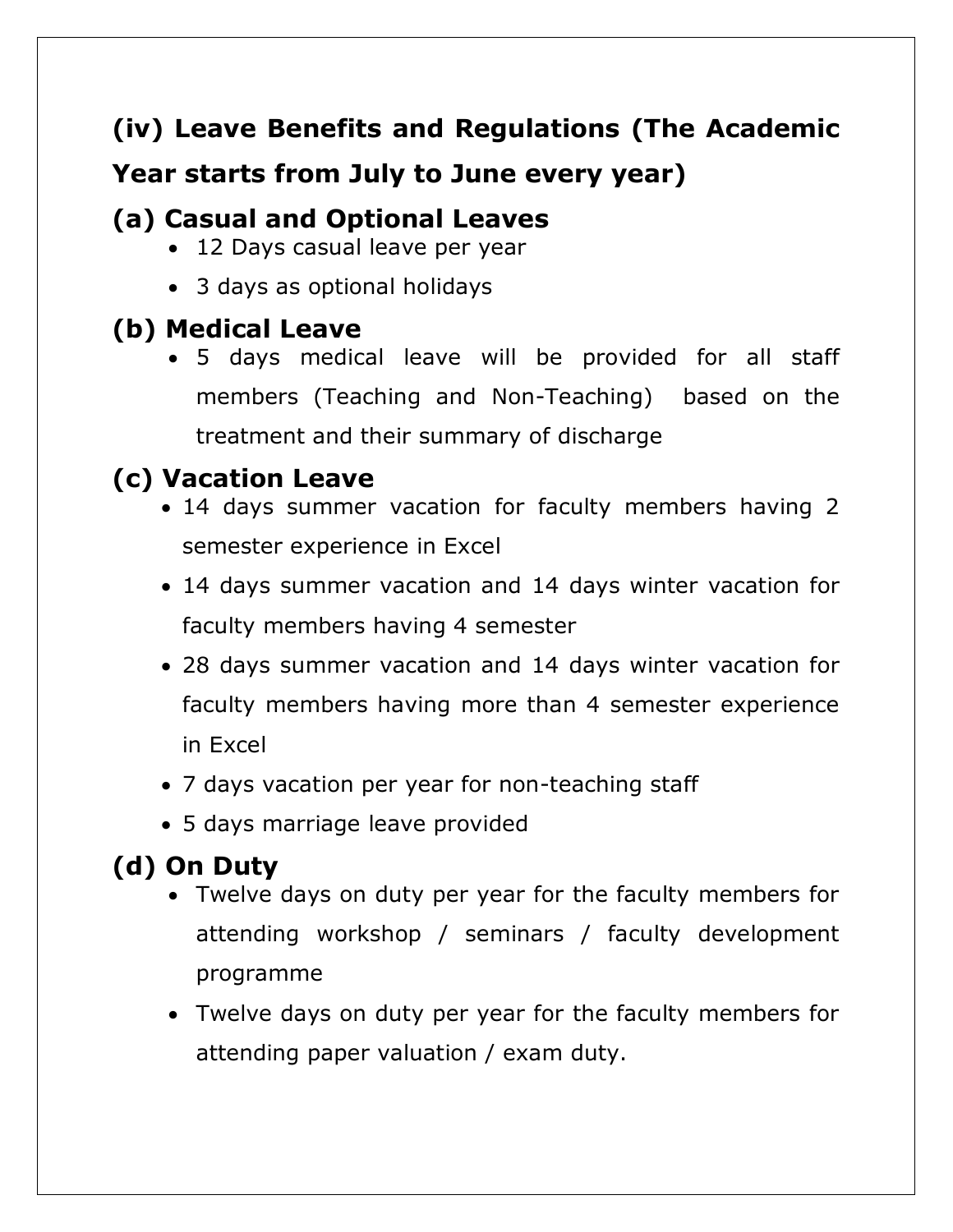## (iv) Leave Benefits and Regulations (The Academic Year starts from July to June every year)

### (a) Casual and Optional Leaves

- 12 Days casual leave per year
- 3 days as optional holidays

### (b) Medical Leave

- 5 days medical leave will be provided for all staff members (Teaching and Non-Teaching) based on the treatment and their summary of discharge

### (c) Vacation Leave

- 14 days summer vacation for faculty members having 2 semester experience in Excel
- 14 days summer vacation and 14 days winter vacation for faculty members having 4 semester
- 28 days summer vacation and 14 days winter vacation for faculty members having more than 4 semester experience in Excel
- 7 days vacation per year for non-teaching staff
- 5 days marriage leave provided

### (d) On Duty

- Twelve days on duty per year for the faculty members for attending workshop / seminars / faculty development programme
- Twelve days on duty per year for the faculty members for attending paper valuation / exam duty.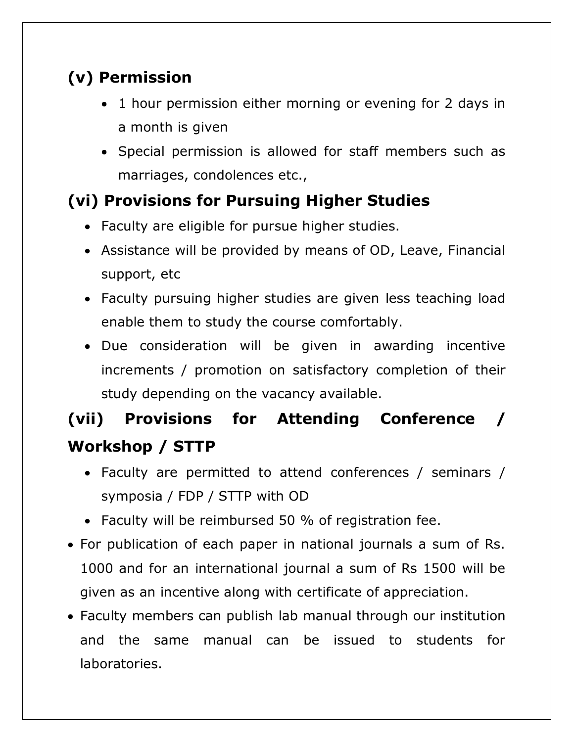## (v) Permission

- 1 hour permission either morning or evening for 2 days in a month is given
- Special permission is allowed for staff members such as marriages, condolences etc.,

## (vi) Provisions for Pursuing Higher Studies

- Faculty are eligible for pursue higher studies.
- Assistance will be provided by means of OD, Leave, Financial support, etc
- Faculty pursuing higher studies are given less teaching load enable them to study the course comfortably.
- Due consideration will be given in awarding incentive increments / promotion on satisfactory completion of their study depending on the vacancy available.

## (vii) Provisions for Attending Conference / Workshop / STTP

- Faculty are permitted to attend conferences / seminars / symposia / FDP / STTP with OD
- Faculty will be reimbursed 50 % of registration fee.

- For publication of each paper in national journals a sum of Rs. 1000 and for an international journal a sum of Rs 1500 will be given as an incentive along with certificate of appreciation.
- Faculty members can publish lab manual through our institution and the same manual can be issued to students for laboratories.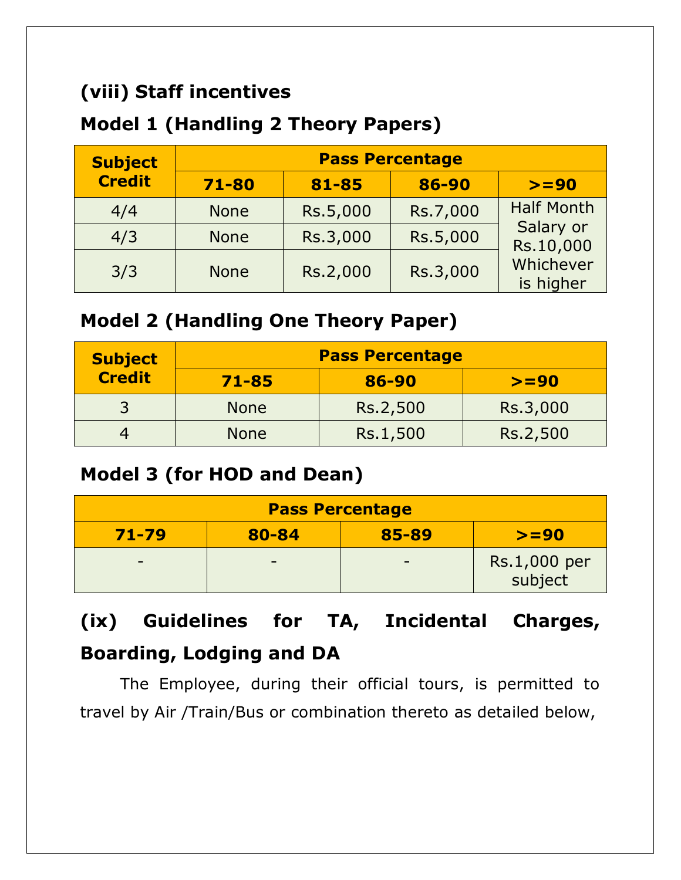### (viii) Staff incentives

### Model 1 (Handling 2 Theory Papers)

| Subject Credit | Pass Percentage | | | |
|---|---|---|---|---|
| | 71-80 | 81-85 | 86-90 | >=90 |
| 4/4 | None | Rs.5,000 | Rs.7,000 | Half Month Salary or Rs.10,000 Whichever is higher |
| 4/3 | None | Rs.3,000 | Rs.5,000 | |
| 3/3 | None | Rs.2,000 | Rs.3,000 | |

### Model 2 (Handling One Theory Paper)

| Subject Credit | Pass Percentage | | |
|---|---|---|---|
| | 71-85 | 86-90 | >=90 |
| 3 | None | Rs.2,500 | Rs.3,000 |
| 4 | None | Rs.1,500 | Rs.2,500 |

### Model 3 (for HOD and Dean)

| Pass Percentage | | | |
|---|---|---|---|
| 71-79 | 80-84 | 85-89 | >=90 |
| - | - | - | Rs.1,000 per subject |

### (ix) Guidelines for TA, Incidental Charges, Boarding, Lodging and DA

The Employee, during their official tours, is permitted to travel by Air /Train/Bus or combination thereto as detailed below,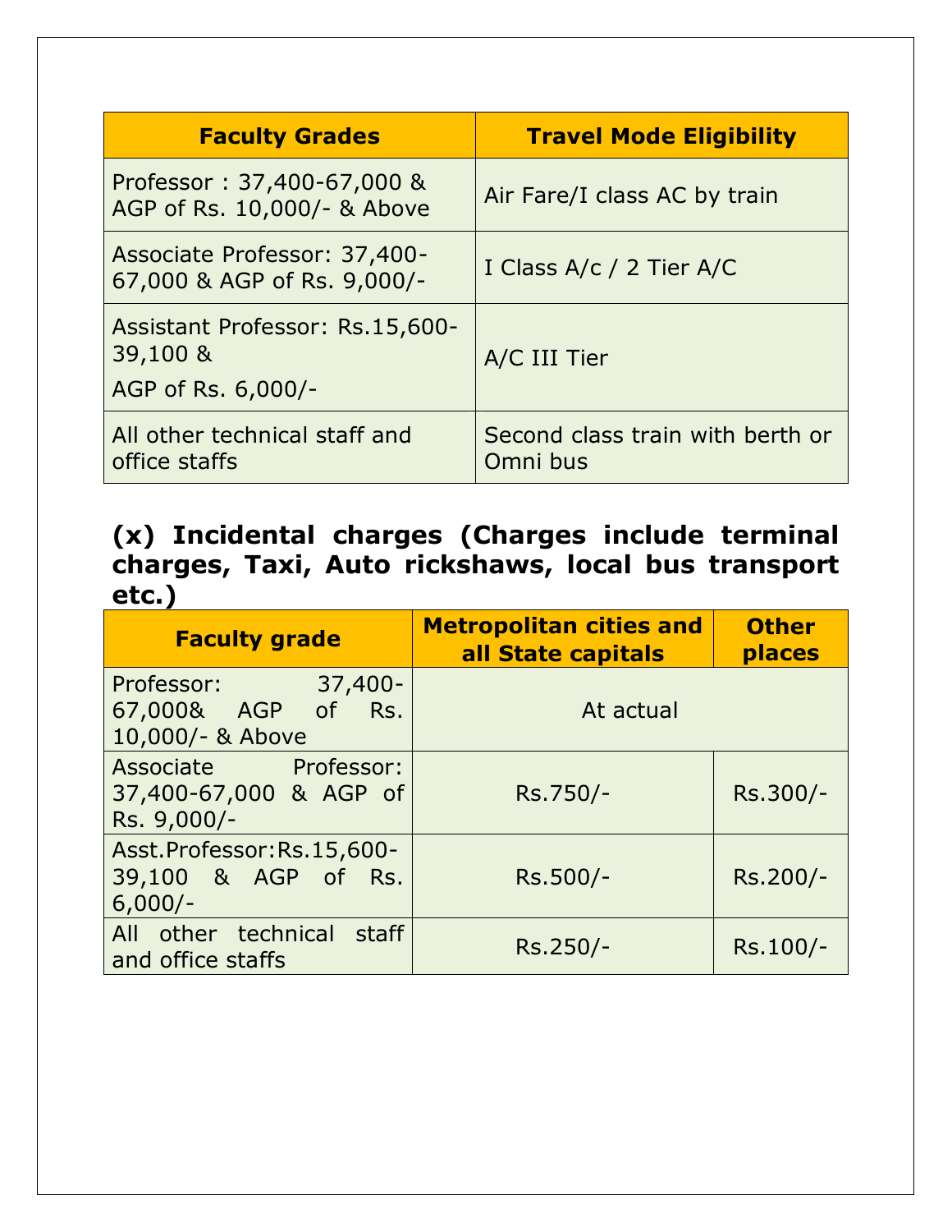| Faculty Grades | Travel Mode Eligibility |
|---|---|
| Professor : 37,400-67,000 & AGP of Rs. 10,000/- & Above | Air Fare/I class AC by train |
| Associate Professor: 37,400-67,000 & AGP of Rs. 9,000/- | I Class A/c / 2 Tier A/C |
| Assistant Professor: Rs.15,600-39,100 & AGP of Rs. 6,000/- | A/C III Tier |
| All other technical staff and office staffs | Second class train with berth or Omni bus |

### (x) Incidental charges (Charges include terminal charges, Taxi, Auto rickshaws, local bus transport etc.)

| Faculty grade | Metropolitan cities and all State capitals | Other places |
|---|---|---|
| Professor: 37,400-67,000& AGP of Rs. 10,000/- & Above | At actual | |
| Associate Professor: 37,400-67,000 & AGP of Rs. 9,000/- | Rs.750/- | Rs.300/- |
| Asst.Professor:Rs.15,600-39,100 & AGP of Rs. 6,000/- | Rs.500/- | Rs.200/- |
| All other technical staff and office staffs | Rs.250/- | Rs.100/- |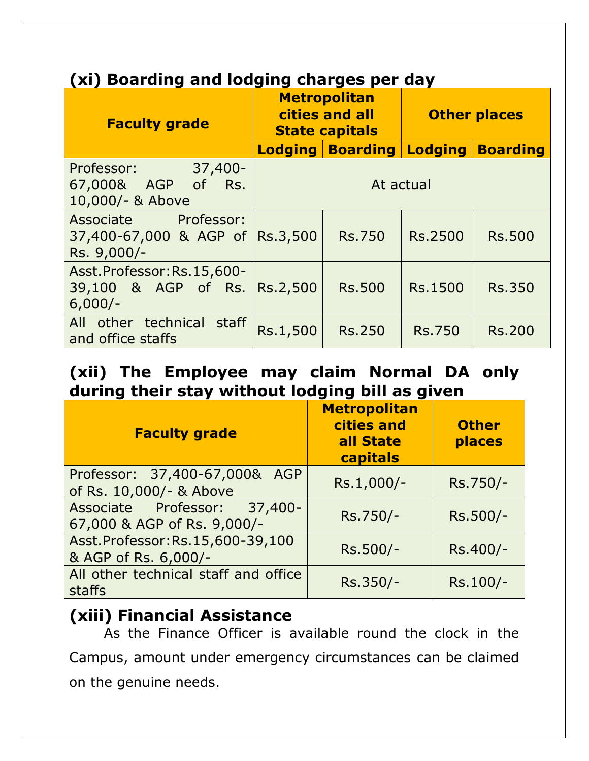### (xi) Boarding and lodging charges per day

| Faculty grade | Metropolitan cities and all State capitals | | Other places | |
|---|---|---|---|---|
| | Lodging | Boarding | Lodging | Boarding |
| Professor: 37,400-67,000& AGP of Rs. 10,000/- & Above | At actual | | | |
| Associate Professor: 37,400-67,000 & AGP of Rs. 9,000/- | Rs.3,500 | Rs.750 | Rs.2500 | Rs.500 |
| Asst.Professor:Rs.15,600-39,100 & AGP of Rs. 6,000/- | Rs.2,500 | Rs.500 | Rs.1500 | Rs.350 |
| All other technical staff and office staffs | Rs.1,500 | Rs.250 | Rs.750 | Rs.200 |

### (xii) The Employee may claim Normal DA only during their stay without lodging bill as given

| Faculty grade | Metropolitan cities and all State capitals | Other places |
|---|---|---|
| Professor: 37,400-67,000& AGP of Rs. 10,000/- & Above | Rs.1,000/- | Rs.750/- |
| Associate Professor: 37,400-67,000 & AGP of Rs. 9,000/- | Rs.750/- | Rs.500/- |
| Asst.Professor:Rs.15,600-39,100 & AGP of Rs. 6,000/- | Rs.500/- | Rs.400/- |
| All other technical staff and office staffs | Rs.350/- | Rs.100/- |

### (xiii) Financial Assistance

As the Finance Officer is available round the clock in the Campus, amount under emergency circumstances can be claimed on the genuine needs.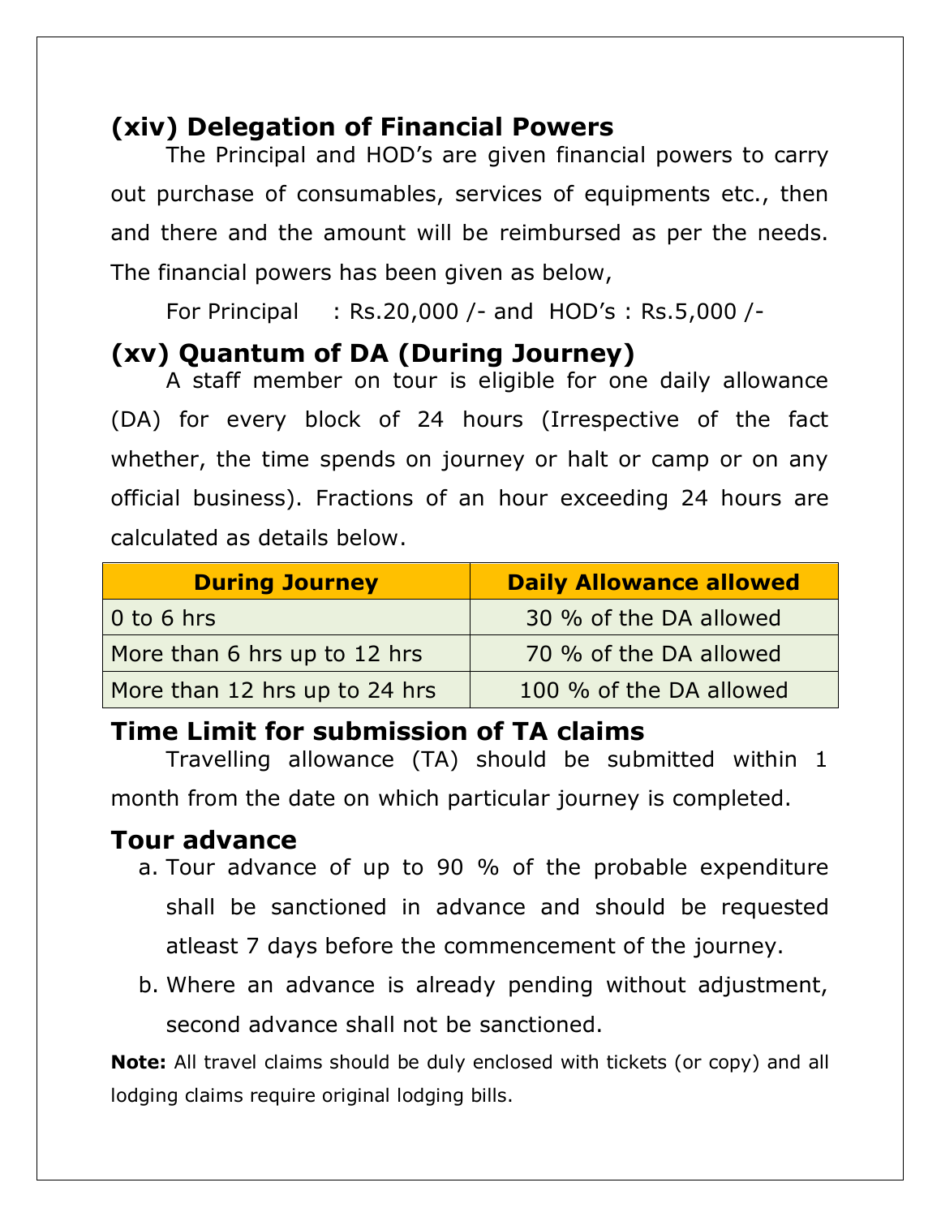## (xiv) Delegation of Financial Powers

The Principal and HOD's are given financial powers to carry out purchase of consumables, services of equipments etc., then and there and the amount will be reimbursed as per the needs. The financial powers has been given as below,

For Principal : Rs.20,000 /- and HOD's : Rs.5,000 /-

## (xv) Quantum of DA (During Journey)

A staff member on tour is eligible for one daily allowance (DA) for every block of 24 hours (Irrespective of the fact whether, the time spends on journey or halt or camp or on any official business). Fractions of an hour exceeding 24 hours are calculated as details below.

| During Journey | Daily Allowance allowed |
|---|---|
| 0 to 6 hrs | 30 % of the DA allowed |
| More than 6 hrs up to 12 hrs | 70 % of the DA allowed |
| More than 12 hrs up to 24 hrs | 100 % of the DA allowed |

### Time Limit for submission of TA claims

Travelling allowance (TA) should be submitted within 1 month from the date on which particular journey is completed.

### Tour advance

a. Tour advance of up to 90 % of the probable expenditure shall be sanctioned in advance and should be requested atleast 7 days before the commencement of the journey.

b. Where an advance is already pending without adjustment, second advance shall not be sanctioned.

**Note:** All travel claims should be duly enclosed with tickets (or copy) and all lodging claims require original lodging bills.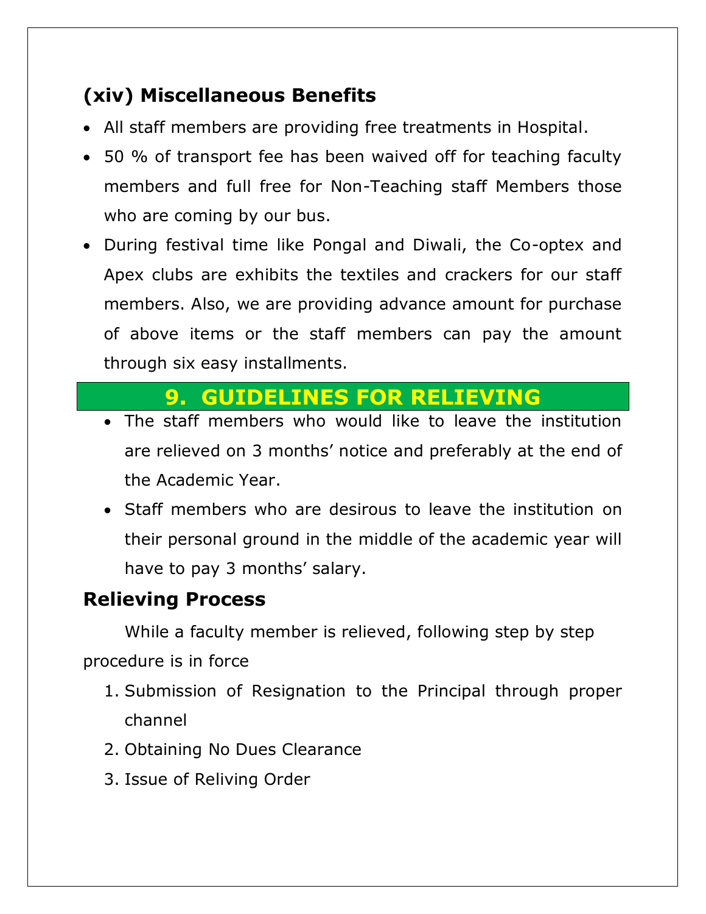### (xiv) Miscellaneous Benefits

- All staff members are providing free treatments in Hospital.
- 50 % of transport fee has been waived off for teaching faculty members and full free for Non-Teaching staff Members those who are coming by our bus.
- During festival time like Pongal and Diwali, the Co-optex and Apex clubs are exhibits the textiles and crackers for our staff members. Also, we are providing advance amount for purchase of above items or the staff members can pay the amount through six easy installments.

## 9. GUIDELINES FOR RELIEVING

- The staff members who would like to leave the institution are relieved on 3 months' notice and preferably at the end of the Academic Year.
- Staff members who are desirous to leave the institution on their personal ground in the middle of the academic year will have to pay 3 months' salary.

### Relieving Process

While a faculty member is relieved, following step by step procedure is in force

1. Submission of Resignation to the Principal through proper channel
2. Obtaining No Dues Clearance
3. Issue of Reliving Order